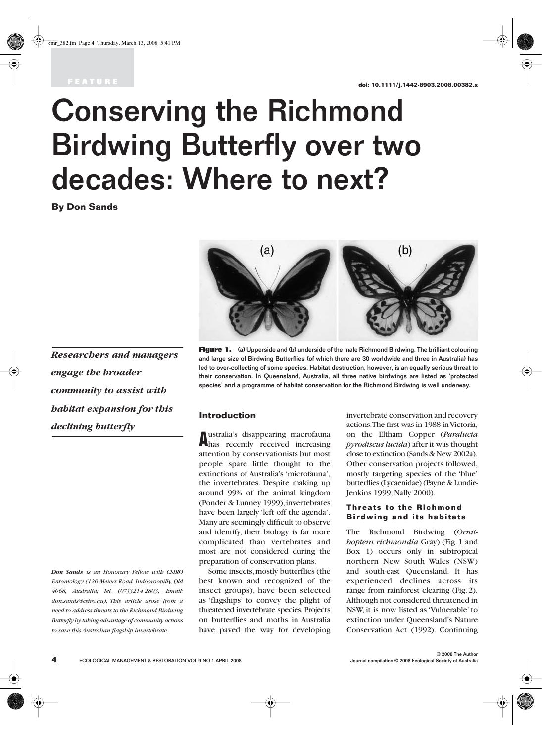FEATURE

doi: 10.1111/j.1442-8903.2008.00382.x

# Conserving the Richmond Birdwing Butterfly over two decades: Where to next?

**By Don Sands**

**Figure 1.** (a) Upperside and (b) underside of the male Richmond Birdwing. The brilliant colouring and large size of Birdwing Butterflies (of which there are 30 worldwide and three in Australia) has led to over-collecting of some species. Habitat destruction, however, is an equally serious threat to their conservation. In Queensland, Australia, all three native birdwings are listed as 'protected species' and a programme of habitat conservation for the Richmond Birdwing is well underway.

***Researchers and managers engage the broader community to assist with habitat expansion for this declining butterfly***

*Don Sands is an Honorary Fellow with CSIRO Entomology (120 Meiers Road, Indooroopilly, Qld 4068, Australia; Tel. (07)3214 2803, Email: don.sands@csiro.au). This article arose from a need to address threats to the Richmond Birdwing Butterfly by taking advantage of community actions to save this Australian flagship invertebrate.*

## Introduction

Australia's disappearing macrofauna has recently received increasing attention by conservationists but most people spare little thought to the extinctions of Australia's 'microfauna', the invertebrates. Despite making up around 99% of the animal kingdom (Ponder & Lunney 1999), invertebrates have been largely 'left off the agenda'. Many are seemingly difficult to observe and identify, their biology is far more complicated than vertebrates and most are not considered during the preparation of conservation plans.

Some insects, mostly butterflies (the best known and recognized of the insect groups), have been selected as 'flagships' to convey the plight of threatened invertebrate species. Projects on butterflies and moths in Australia have paved the way for developing invertebrate conservation and recovery actions. The first was in 1988 in Victoria, on the Eltham Copper (*Paralucia pyrodiscus lucida*) after it was thought close to extinction (Sands & New 2002a). Other conservation projects followed, mostly targeting species of the 'blue' butterflies (Lycaenidae) (Payne & Lundie-Jenkins 1999; Nally 2000).

### Threats to the Richmond Birdwing and its habitats

The Richmond Birdwing (*Ornithoptera richmondia* Gray) (Fig. 1 and Box 1) occurs only in subtropical northern New South Wales (NSW) and south-east Queensland. It has experienced declines across its range from rainforest clearing (Fig. 2). Although not considered threatened in NSW, it is now listed as 'Vulnerable' to extinction under Queensland's Nature Conservation Act (1992). Continuing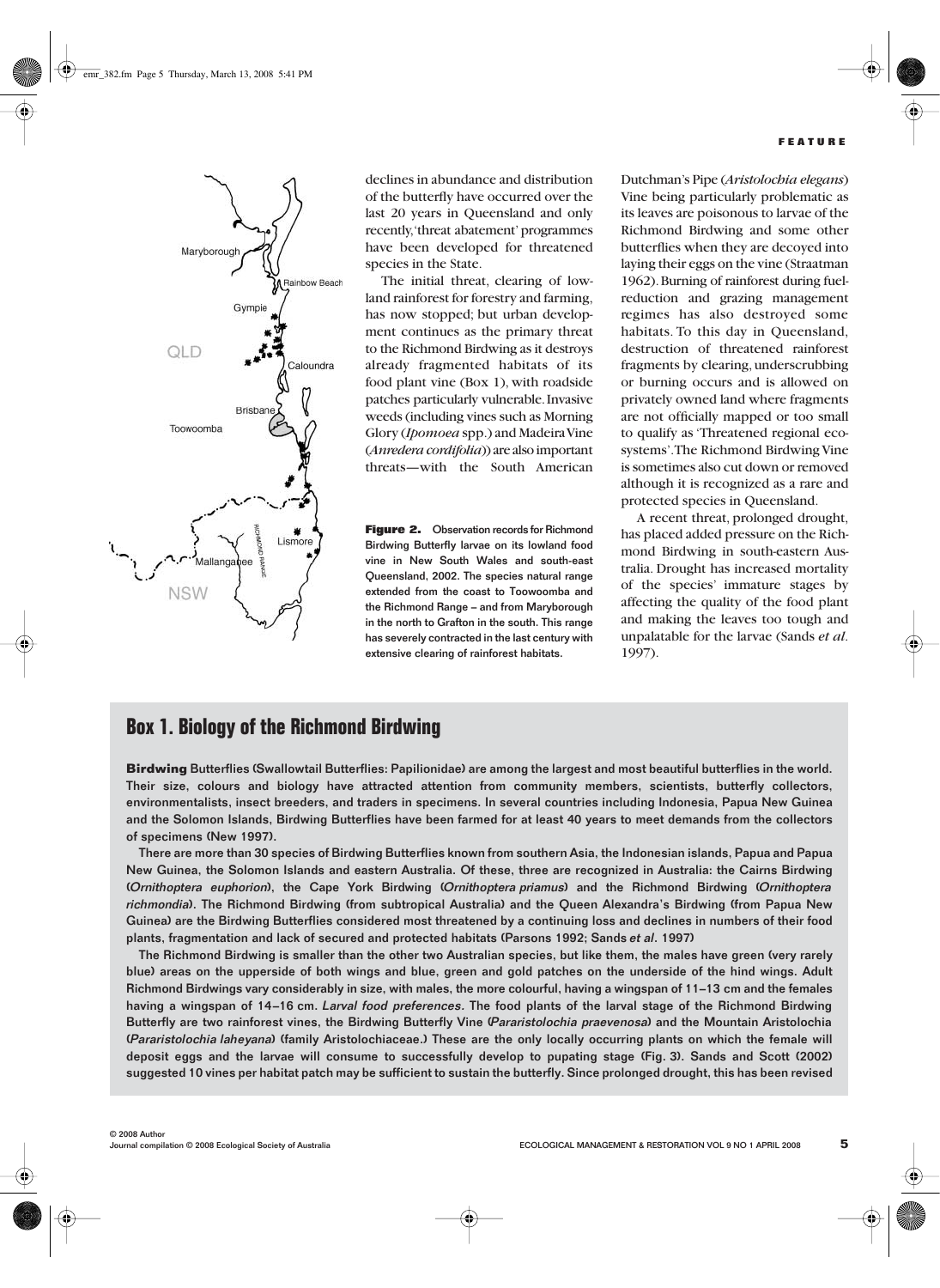declines in abundance and distribution of the butterfly have occurred over the last 20 years in Queensland and only recently, 'threat abatement' programmes have been developed for threatened species in the State.

The initial threat, clearing of lowland rainforest for forestry and farming, has now stopped; but urban development continues as the primary threat to the Richmond Birdwing as it destroys already fragmented habitats of its food plant vine (Box 1), with roadside patches particularly vulnerable. Invasive weeds (including vines such as Morning Glory (*Ipomoea* spp.) and Madeira Vine (*Anredera cordifolia*)) are also important threats—with the South American Dutchman's Pipe (*Aristolochia elegans*) Vine being particularly problematic as its leaves are poisonous to larvae of the Richmond Birdwing and some other butterflies when they are decoyed into laying their eggs on the vine (Straatman 1962). Burning of rainforest during fuel-reduction and grazing management regimes has also destroyed some habitats. To this day in Queensland, destruction of threatened rainforest fragments by clearing, underscrubbing or burning occurs and is allowed on privately owned land where fragments are not officially mapped or too small to qualify as 'Threatened regional ecosystems'. The Richmond Birdwing Vine is sometimes also cut down or removed although it is recognized as a rare and protected species in Queensland.

A recent threat, prolonged drought, has placed added pressure on the Richmond Birdwing in south-eastern Australia. Drought has increased mortality of the species' immature stages by affecting the quality of the food plant and making the leaves too tough and unpalatable for the larvae (Sands *et al*. 1997).

**Figure 2.** Observation records for Richmond Birdwing Butterfly larvae on its lowland food vine in New South Wales and south-east Queensland, 2002. The species natural range extended from the coast to Toowoomba and the Richmond Range – and from Maryborough in the north to Grafton in the south. This range has severely contracted in the last century with extensive clearing of rainforest habitats.

## Box 1. Biology of the Richmond Birdwing

**Birdwing** Butterflies (Swallowtail Butterflies: Papilionidae) are among the largest and most beautiful butterflies in the world. Their size, colours and biology have attracted attention from community members, scientists, butterfly collectors, environmentalists, insect breeders, and traders in specimens. In several countries including Indonesia, Papua New Guinea and the Solomon Islands, Birdwing Butterflies have been farmed for at least 40 years to meet demands from the collectors of specimens (New 1997).

There are more than 30 species of Birdwing Butterflies known from southern Asia, the Indonesian islands, Papua and Papua New Guinea, the Solomon Islands and eastern Australia. Of these, three are recognized in Australia: the Cairns Birdwing (*Ornithoptera euphorion*), the Cape York Birdwing (*Ornithoptera priamus*) and the Richmond Birdwing (*Ornithoptera richmondia*). The Richmond Birdwing (from subtropical Australia) and the Queen Alexandra's Birdwing (from Papua New Guinea) are the Birdwing Butterflies considered most threatened by a continuing loss and declines in numbers of their food plants, fragmentation and lack of secured and protected habitats (Parsons 1992; Sands *et al*. 1997)

The Richmond Birdwing is smaller than the other two Australian species, but like them, the males have green (very rarely blue) areas on the upperside of both wings and blue, green and gold patches on the underside of the hind wings. Adult Richmond Birdwings vary considerably in size, with males, the more colourful, having a wingspan of 11–13 cm and the females having a wingspan of 14–16 cm. *Larval food preferences*. The food plants of the larval stage of the Richmond Birdwing Butterfly are two rainforest vines, the Birdwing Butterfly Vine (*Pararistolochia praevenosa*) and the Mountain Aristolochia (*Pararistolochia laheyana*) (family Aristolochiaceae.) These are the only locally occurring plants on which the female will deposit eggs and the larvae will consume to successfully develop to pupating stage (Fig. 3). Sands and Scott (2002) suggested 10 vines per habitat patch may be sufficient to sustain the butterfly. Since prolonged drought, this has been revised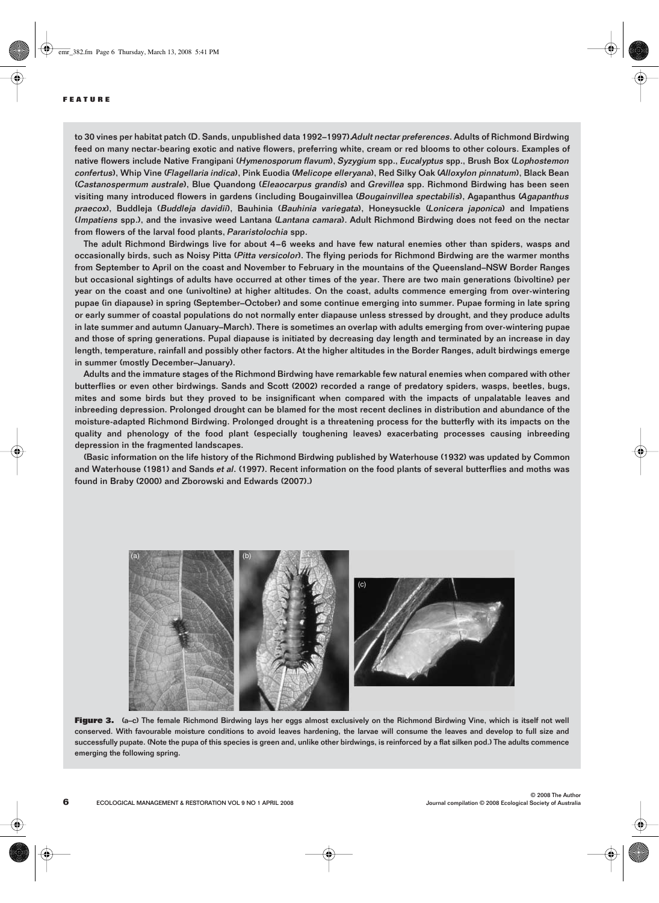to 30 vines per habitat patch (D. Sands, unpublished data 1992–1997) *Adult nectar preferences.* Adults of Richmond Birdwing feed on many nectar-bearing exotic and native flowers, preferring white, cream or red blooms to other colours. Examples of native flowers include Native Frangipani (*Hymenosporum flavum*), *Syzygium* spp., *Eucalyptus* spp., Brush Box (*Lophostemon confertus*), Whip Vine (*Flagellaria indica*), Pink Euodia (*Melicope elleryana*), Red Silky Oak (*Alloxylon pinnatum*), Black Bean (*Castanospermum australe*), Blue Quandong (*Eleaocarpus grandis*) and *Grevillea* spp. Richmond Birdwing has been seen visiting many introduced flowers in gardens (including Bougainvillea (*Bougainvillea spectabilis*), Agapanthus (*Agapanthus praecox*), Buddleja (*Buddleja davidii*), Bauhinia (*Bauhinia variegata*), Honeysuckle (*Lonicera japonica*) and Impatiens (*Impatiens* spp.), and the invasive weed Lantana (*Lantana camara*). Adult Richmond Birdwing does not feed on the nectar from flowers of the larval food plants, *Pararistolochia* spp.

The adult Richmond Birdwings live for about 4–6 weeks and have few natural enemies other than spiders, wasps and occasionally birds, such as Noisy Pitta (*Pitta versicolor*). The flying periods for Richmond Birdwing are the warmer months from September to April on the coast and November to February in the mountains of the Queensland–NSW Border Ranges but occasional sightings of adults have occurred at other times of the year. There are two main generations (bivoltine) per year on the coast and one (univoltine) at higher altitudes. On the coast, adults commence emerging from over-wintering pupae (in diapause) in spring (September–October) and some continue emerging into summer. Pupae forming in late spring or early summer of coastal populations do not normally enter diapause unless stressed by drought, and they produce adults in late summer and autumn (January–March). There is sometimes an overlap with adults emerging from over-wintering pupae and those of spring generations. Pupal diapause is initiated by decreasing day length and terminated by an increase in day length, temperature, rainfall and possibly other factors. At the higher altitudes in the Border Ranges, adult birdwings emerge in summer (mostly December–January).

Adults and the immature stages of the Richmond Birdwing have remarkable few natural enemies when compared with other butterflies or even other birdwings. Sands and Scott (2002) recorded a range of predatory spiders, wasps, beetles, bugs, mites and some birds but they proved to be insignificant when compared with the impacts of unpalatable leaves and inbreeding depression. Prolonged drought can be blamed for the most recent declines in distribution and abundance of the moisture-adapted Richmond Birdwing. Prolonged drought is a threatening process for the butterfly with its impacts on the quality and phenology of the food plant (especially toughening leaves) exacerbating processes causing inbreeding depression in the fragmented landscapes.

(Basic information on the life history of the Richmond Birdwing published by Waterhouse (1932) was updated by Common and Waterhouse (1981) and Sands *et al*. (1997). Recent information on the food plants of several butterflies and moths was found in Braby (2000) and Zborowski and Edwards (2007).)

**Figure 3.** (a–c) The female Richmond Birdwing lays her eggs almost exclusively on the Richmond Birdwing Vine, which is itself not well conserved. With favourable moisture conditions to avoid leaves hardening, the larvae will consume the leaves and develop to full size and successfully pupate. (Note the pupa of this species is green and, unlike other birdwings, is reinforced by a flat silken pod.) The adults commence emerging the following spring.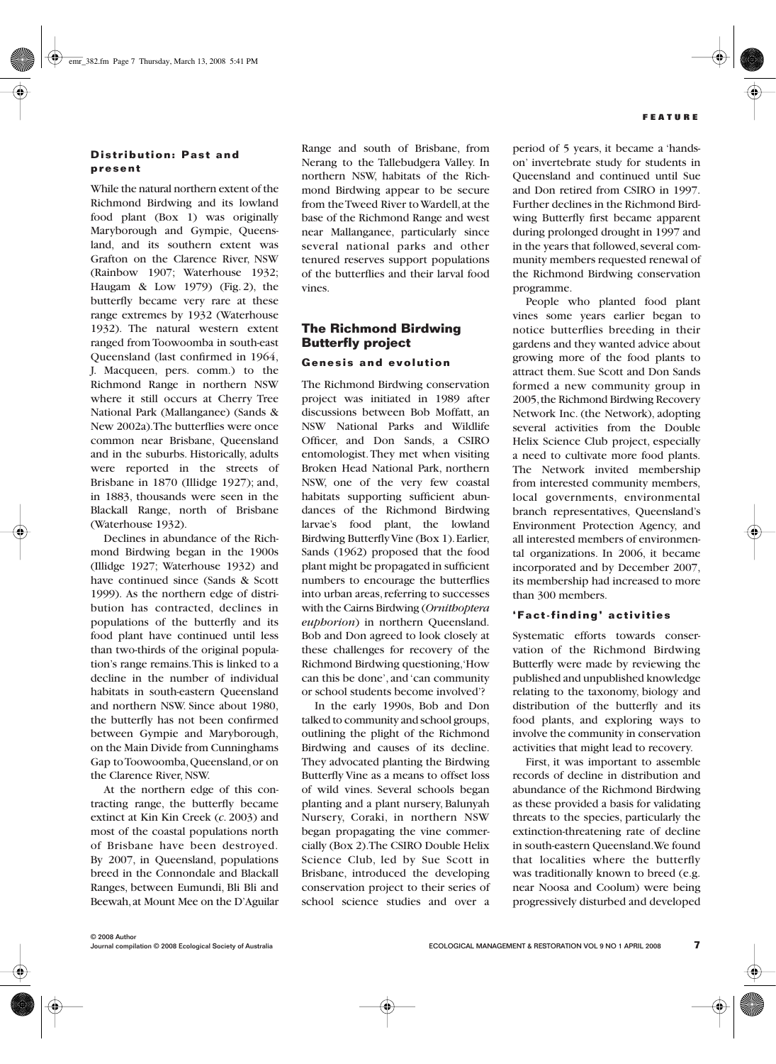## Distribution: Past and present

While the natural northern extent of the Richmond Birdwing and its lowland food plant (Box 1) was originally Maryborough and Gympie, Queensland, and its southern extent was Grafton on the Clarence River, NSW (Rainbow 1907; Waterhouse 1932; Haugam & Low 1979) (Fig. 2), the butterfly became very rare at these range extremes by 1932 (Waterhouse 1932). The natural western extent ranged from Toowoomba in south-east Queensland (last confirmed in 1964, J. Macqueen, pers. comm.) to the Richmond Range in northern NSW where it still occurs at Cherry Tree National Park (Mallanganee) (Sands & New 2002a). The butterflies were once common near Brisbane, Queensland and in the suburbs. Historically, adults were reported in the streets of Brisbane in 1870 (Illidge 1927); and, in 1883, thousands were seen in the Blackall Range, north of Brisbane (Waterhouse 1932).

Declines in abundance of the Richmond Birdwing began in the 1900s (Illidge 1927; Waterhouse 1932) and have continued since (Sands & Scott 1999). As the northern edge of distribution has contracted, declines in populations of the butterfly and its food plant have continued until less than two-thirds of the original population's range remains. This is linked to a decline in the number of individual habitats in south-eastern Queensland and northern NSW. Since about 1980, the butterfly has not been confirmed between Gympie and Maryborough, on the Main Divide from Cunninghams Gap to Toowoomba, Queensland, or on the Clarence River, NSW.

At the northern edge of this contracting range, the butterfly became extinct at Kin Kin Creek (*c.* 2003) and most of the coastal populations north of Brisbane have been destroyed. By 2007, in Queensland, populations breed in the Connondale and Blackall Ranges, between Eumundi, Bli Bli and Beewah, at Mount Mee on the D'Aguilar Range and south of Brisbane, from Nerang to the Tallebudgera Valley. In northern NSW, habitats of the Richmond Birdwing appear to be secure from the Tweed River to Wardell, at the base of the Richmond Range and west near Mallanganee, particularly since several national parks and other tenured reserves support populations of the butterflies and their larval food vines.

## The Richmond Birdwing Butterfly project

### Genesis and evolution

The Richmond Birdwing conservation project was initiated in 1989 after discussions between Bob Moffatt, an NSW National Parks and Wildlife Officer, and Don Sands, a CSIRO entomologist. They met when visiting Broken Head National Park, northern NSW, one of the very few coastal habitats supporting sufficient abundances of the Richmond Birdwing larvae's food plant, the lowland Birdwing Butterfly Vine (Box 1). Earlier, Sands (1962) proposed that the food plant might be propagated in sufficient numbers to encourage the butterflies into urban areas, referring to successes with the Cairns Birdwing (*Ornithoptera euphorion*) in northern Queensland. Bob and Don agreed to look closely at these challenges for recovery of the Richmond Birdwing questioning, 'How can this be done', and 'can community or school students become involved'?

In the early 1990s, Bob and Don talked to community and school groups, outlining the plight of the Richmond Birdwing and causes of its decline. They advocated planting the Birdwing Butterfly Vine as a means to offset loss of wild vines. Several schools began planting and a plant nursery, Balunyah Nursery, Coraki, in northern NSW began propagating the vine commercially (Box 2). The CSIRO Double Helix Science Club, led by Sue Scott in Brisbane, introduced the developing conservation project to their series of school science studies and over a period of 5 years, it became a 'hands-on' invertebrate study for students in Queensland and continued until Sue and Don retired from CSIRO in 1997. Further declines in the Richmond Birdwing Butterfly first became apparent during prolonged drought in 1997 and in the years that followed, several community members requested renewal of the Richmond Birdwing conservation programme.

People who planted food plant vines some years earlier began to notice butterflies breeding in their gardens and they wanted advice about growing more of the food plants to attract them. Sue Scott and Don Sands formed a new community group in 2005, the Richmond Birdwing Recovery Network Inc. (the Network), adopting several activities from the Double Helix Science Club project, especially a need to cultivate more food plants. The Network invited membership from interested community members, local governments, environmental branch representatives, Queensland's Environment Protection Agency, and all interested members of environmental organizations. In 2006, it became incorporated and by December 2007, its membership had increased to more than 300 members.

### 'Fact-finding' activities

Systematic efforts towards conservation of the Richmond Birdwing Butterfly were made by reviewing the published and unpublished knowledge relating to the taxonomy, biology and distribution of the butterfly and its food plants, and exploring ways to involve the community in conservation activities that might lead to recovery.

First, it was important to assemble records of decline in distribution and abundance of the Richmond Birdwing as these provided a basis for validating threats to the species, particularly the extinction-threatening rate of decline in south-eastern Queensland. We found that localities where the butterfly was traditionally known to breed (e.g. near Noosa and Coolum) were being progressively disturbed and developed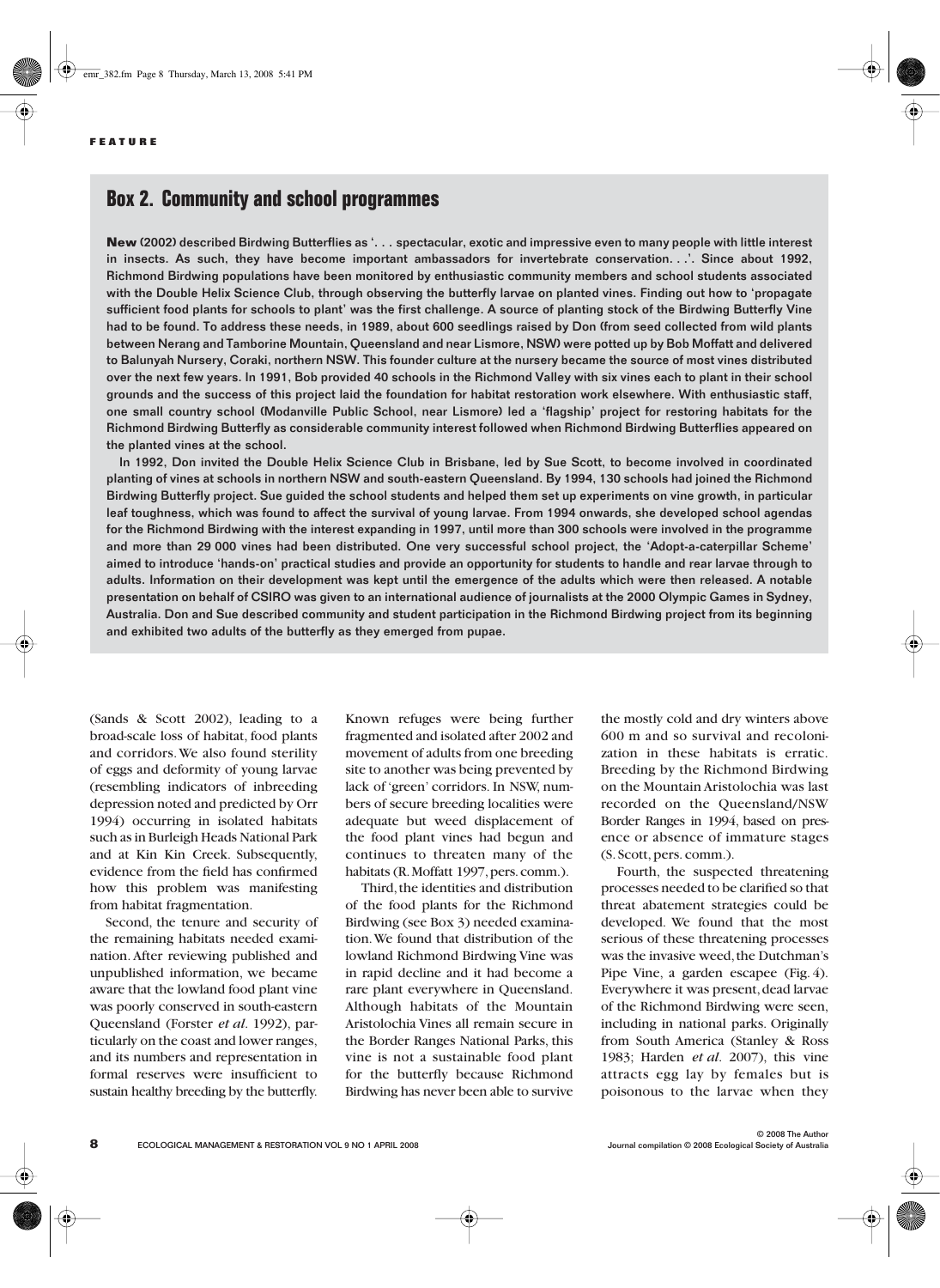FEATURE

## Box 2. Community and school programmes

**New** (2002) described Birdwing Butterflies as '. . . spectacular, exotic and impressive even to many people with little interest in insects. As such, they have become important ambassadors for invertebrate conservation. . .'. Since about 1992, Richmond Birdwing populations have been monitored by enthusiastic community members and school students associated with the Double Helix Science Club, through observing the butterfly larvae on planted vines. Finding out how to 'propagate sufficient food plants for schools to plant' was the first challenge. A source of planting stock of the Birdwing Butterfly Vine had to be found. To address these needs, in 1989, about 600 seedlings raised by Don (from seed collected from wild plants between Nerang and Tamborine Mountain, Queensland and near Lismore, NSW) were potted up by Bob Moffatt and delivered to Balunyah Nursery, Coraki, northern NSW. This founder culture at the nursery became the source of most vines distributed over the next few years. In 1991, Bob provided 40 schools in the Richmond Valley with six vines each to plant in their school grounds and the success of this project laid the foundation for habitat restoration work elsewhere. With enthusiastic staff, one small country school (Modanville Public School, near Lismore) led a 'flagship' project for restoring habitats for the Richmond Birdwing Butterfly as considerable community interest followed when Richmond Birdwing Butterflies appeared on the planted vines at the school.

In 1992, Don invited the Double Helix Science Club in Brisbane, led by Sue Scott, to become involved in coordinated planting of vines at schools in northern NSW and south-eastern Queensland. By 1994, 130 schools had joined the Richmond Birdwing Butterfly project. Sue guided the school students and helped them set up experiments on vine growth, in particular leaf toughness, which was found to affect the survival of young larvae. From 1994 onwards, she developed school agendas for the Richmond Birdwing with the interest expanding in 1997, until more than 300 schools were involved in the programme and more than 29 000 vines had been distributed. One very successful school project, the 'Adopt-a-caterpillar Scheme' aimed to introduce 'hands-on' practical studies and provide an opportunity for students to handle and rear larvae through to adults. Information on their development was kept until the emergence of the adults which were then released. A notable presentation on behalf of CSIRO was given to an international audience of journalists at the 2000 Olympic Games in Sydney, Australia. Don and Sue described community and student participation in the Richmond Birdwing project from its beginning and exhibited two adults of the butterfly as they emerged from pupae.

(Sands & Scott 2002), leading to a broad-scale loss of habitat, food plants and corridors. We also found sterility of eggs and deformity of young larvae (resembling indicators of inbreeding depression noted and predicted by Orr 1994) occurring in isolated habitats such as in Burleigh Heads National Park and at Kin Kin Creek. Subsequently, evidence from the field has confirmed how this problem was manifesting from habitat fragmentation.

Second, the tenure and security of the remaining habitats needed examination. After reviewing published and unpublished information, we became aware that the lowland food plant vine was poorly conserved in south-eastern Queensland (Forster *et al*. 1992), particularly on the coast and lower ranges, and its numbers and representation in formal reserves were insufficient to sustain healthy breeding by the butterfly. Known refuges were being further fragmented and isolated after 2002 and movement of adults from one breeding site to another was being prevented by lack of 'green' corridors. In NSW, numbers of secure breeding localities were adequate but weed displacement of the food plant vines had begun and continues to threaten many of the habitats (R. Moffatt 1997, pers. comm.).

Third, the identities and distribution of the food plants for the Richmond Birdwing (see Box 3) needed examination. We found that distribution of the lowland Richmond Birdwing Vine was in rapid decline and it had become a rare plant everywhere in Queensland. Although habitats of the Mountain Aristolochia Vines all remain secure in the Border Ranges National Parks, this vine is not a sustainable food plant for the butterfly because Richmond Birdwing has never been able to survive the mostly cold and dry winters above 600 m and so survival and recolonization in these habitats is erratic. Breeding by the Richmond Birdwing on the Mountain Aristolochia was last recorded on the Queensland/NSW Border Ranges in 1994, based on presence or absence of immature stages (S. Scott, pers. comm.).

Fourth, the suspected threatening processes needed to be clarified so that threat abatement strategies could be developed. We found that the most serious of these threatening processes was the invasive weed, the Dutchman's Pipe Vine, a garden escapee (Fig. 4). Everywhere it was present, dead larvae of the Richmond Birdwing were seen, including in national parks. Originally from South America (Stanley & Ross 1983; Harden *et al*. 2007), this vine attracts egg lay by females but is poisonous to the larvae when they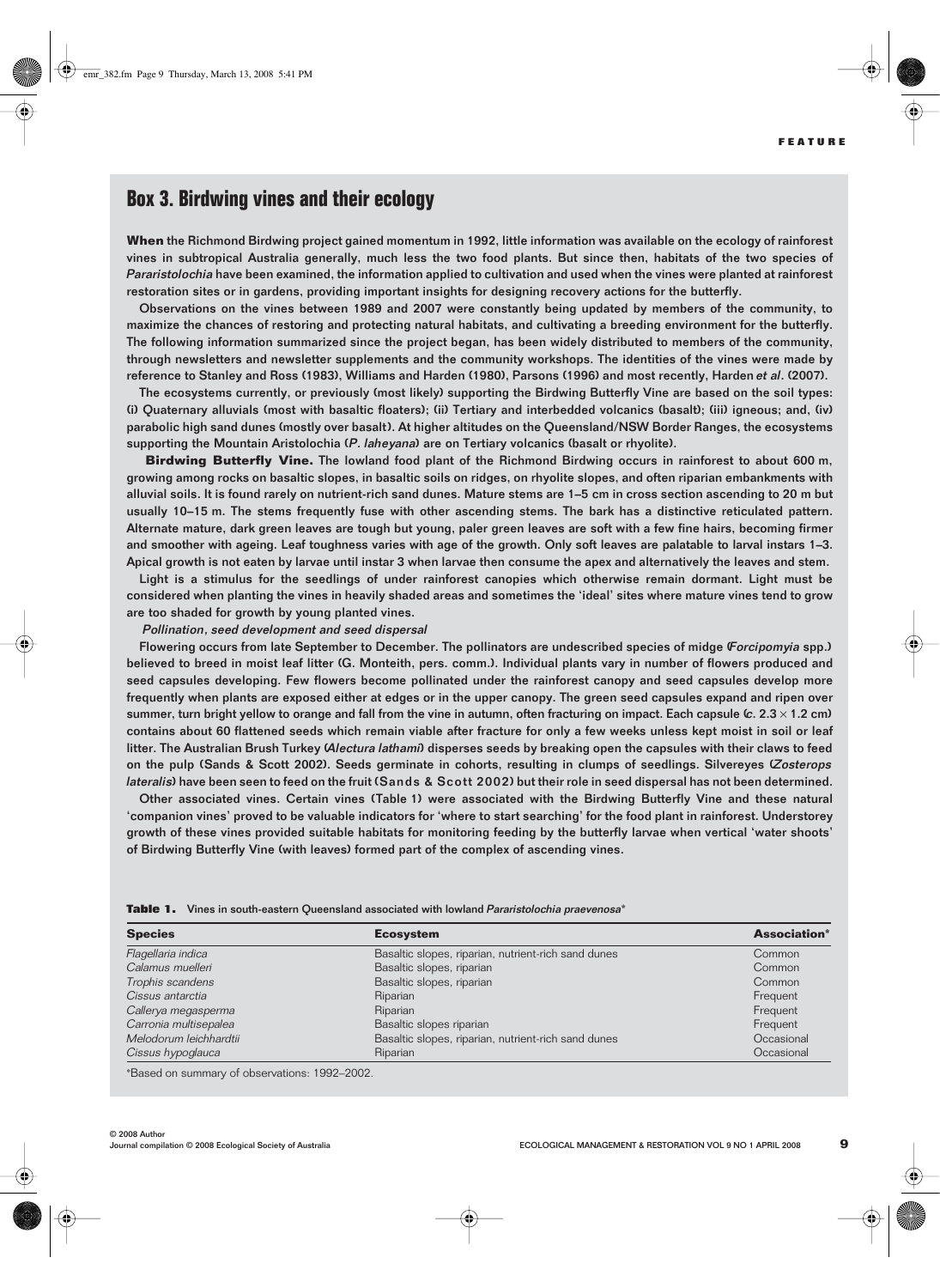## Box 3. Birdwing vines and their ecology

**When** the Richmond Birdwing project gained momentum in 1992, little information was available on the ecology of rainforest vines in subtropical Australia generally, much less the two food plants. But since then, habitats of the two species of *Pararistolochia* have been examined, the information applied to cultivation and used when the vines were planted at rainforest restoration sites or in gardens, providing important insights for designing recovery actions for the butterfly.

Observations on the vines between 1989 and 2007 were constantly being updated by members of the community, to maximize the chances of restoring and protecting natural habitats, and cultivating a breeding environment for the butterfly. The following information summarized since the project began, has been widely distributed to members of the community, through newsletters and newsletter supplements and the community workshops. The identities of the vines were made by reference to Stanley and Ross (1983), Williams and Harden (1980), Parsons (1996) and most recently, Harden *et al*. (2007).

The ecosystems currently, or previously (most likely) supporting the Birdwing Butterfly Vine are based on the soil types: (i) Quaternary alluvials (most with basaltic floaters); (ii) Tertiary and interbedded volcanics (basalt); (iii) igneous; and, (iv) parabolic high sand dunes (mostly over basalt). At higher altitudes on the Queensland/NSW Border Ranges, the ecosystems supporting the Mountain Aristolochia (*P. laheyana*) are on Tertiary volcanics (basalt or rhyolite).

**Birdwing Butterfly Vine.** The lowland food plant of the Richmond Birdwing occurs in rainforest to about 600 m, growing among rocks on basaltic slopes, in basaltic soils on ridges, on rhyolite slopes, and often riparian embankments with alluvial soils. It is found rarely on nutrient-rich sand dunes. Mature stems are 1–5 cm in cross section ascending to 20 m but usually 10–15 m. The stems frequently fuse with other ascending stems. The bark has a distinctive reticulated pattern. Alternate mature, dark green leaves are tough but young, paler green leaves are soft with a few fine hairs, becoming firmer and smoother with ageing. Leaf toughness varies with age of the growth. Only soft leaves are palatable to larval instars 1–3. Apical growth is not eaten by larvae until instar 3 when larvae then consume the apex and alternatively the leaves and stem.

Light is a stimulus for the seedlings of under rainforest canopies which otherwise remain dormant. Light must be considered when planting the vines in heavily shaded areas and sometimes the 'ideal' sites where mature vines tend to grow are too shaded for growth by young planted vines.

*Pollination, seed development and seed dispersal*

Flowering occurs from late September to December. The pollinators are undescribed species of midge (*Forcipomyia* spp.) believed to breed in moist leaf litter (G. Monteith, pers. comm.). Individual plants vary in number of flowers produced and seed capsules developing. Few flowers become pollinated under the rainforest canopy and seed capsules develop more frequently when plants are exposed either at edges or in the upper canopy. The green seed capsules expand and ripen over summer, turn bright yellow to orange and fall from the vine in autumn, often fracturing on impact. Each capsule (*c*. 2.3 × 1.2 cm) contains about 60 flattened seeds which remain viable after fracture for only a few weeks unless kept moist in soil or leaf litter. The Australian Brush Turkey (*Alectura lathami*) disperses seeds by breaking open the capsules with their claws to feed on the pulp (Sands & Scott 2002). Seeds germinate in cohorts, resulting in clumps of seedlings. Silvereyes (*Zosterops lateralis*) have been seen to feed on the fruit (Sands & Scott 2002) but their role in seed dispersal has not been determined.

Other associated vines. Certain vines (Table 1) were associated with the Birdwing Butterfly Vine and these natural 'companion vines' proved to be valuable indicators for 'where to start searching' for the food plant in rainforest. Understorey growth of these vines provided suitable habitats for monitoring feeding by the butterfly larvae when vertical 'water shoots' of Birdwing Butterfly Vine (with leaves) formed part of the complex of ascending vines.

**Table 1.** Vines in south-eastern Queensland associated with lowland *Pararistolochia praevenosa*\*

| Species | Ecosystem | Association\* |
|---|---|---|
| *Flagellaria indica* | Basaltic slopes, riparian, nutrient-rich sand dunes | Common |
| *Calamus muelleri* | Basaltic slopes, riparian | Common |
| *Trophis scandens* | Basaltic slopes, riparian | Common |
| *Cissus antarctia* | Riparian | Frequent |
| *Callerya megasperma* | Riparian | Frequent |
| *Carronia multisepalea* | Basaltic slopes riparian | Frequent |
| *Melodorum leichhardtii* | Basaltic slopes, riparian, nutrient-rich sand dunes | Occasional |
| *Cissus hypoglauca* | Riparian | Occasional |

\*Based on summary of observations: 1992–2002.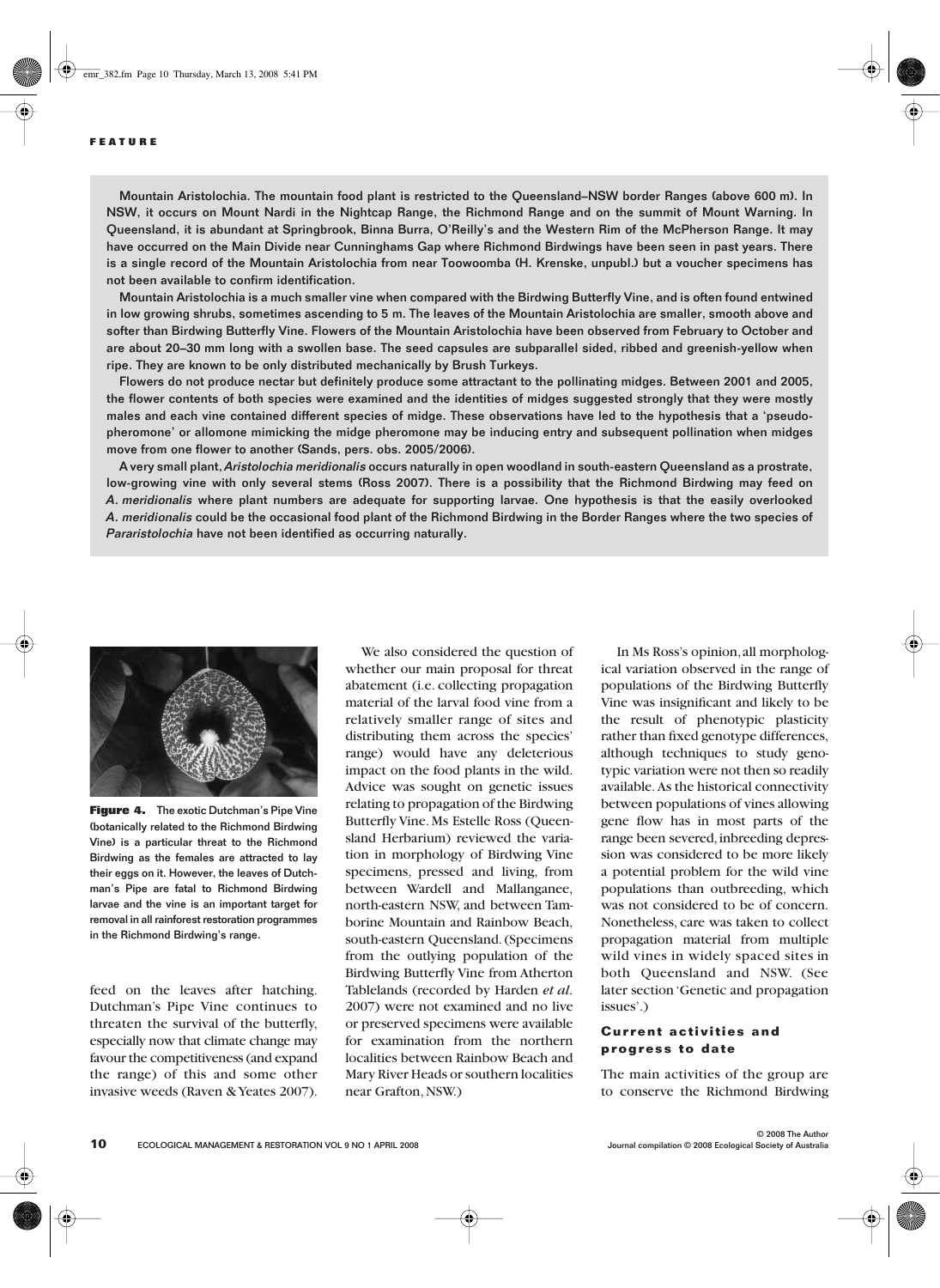Mountain Aristolochia. The mountain food plant is restricted to the Queensland–NSW border Ranges (above 600 m). In NSW, it occurs on Mount Nardi in the Nightcap Range, the Richmond Range and on the summit of Mount Warning. In Queensland, it is abundant at Springbrook, Binna Burra, O'Reilly's and the Western Rim of the McPherson Range. It may have occurred on the Main Divide near Cunninghams Gap where Richmond Birdwings have been seen in past years. There is a single record of the Mountain Aristolochia from near Toowoomba (H. Krenske, unpubl.) but a voucher specimens has not been available to confirm identification.

Mountain Aristolochia is a much smaller vine when compared with the Birdwing Butterfly Vine, and is often found entwined in low growing shrubs, sometimes ascending to 5 m. The leaves of the Mountain Aristolochia are smaller, smooth above and softer than Birdwing Butterfly Vine. Flowers of the Mountain Aristolochia have been observed from February to October and are about 20–30 mm long with a swollen base. The seed capsules are subparallel sided, ribbed and greenish-yellow when ripe. They are known to be only distributed mechanically by Brush Turkeys.

Flowers do not produce nectar but definitely produce some attractant to the pollinating midges. Between 2001 and 2005, the flower contents of both species were examined and the identities of midges suggested strongly that they were mostly males and each vine contained different species of midge. These observations have led to the hypothesis that a 'pseudo-pheromone' or allomone mimicking the midge pheromone may be inducing entry and subsequent pollination when midges move from one flower to another (Sands, pers. obs. 2005/2006).

A very small plant, *Aristolochia meridionalis* occurs naturally in open woodland in south-eastern Queensland as a prostrate, low-growing vine with only several stems (Ross 2007). There is a possibility that the Richmond Birdwing may feed on *A. meridionalis* where plant numbers are adequate for supporting larvae. One hypothesis is that the easily overlooked *A. meridionalis* could be the occasional food plant of the Richmond Birdwing in the Border Ranges where the two species of *Pararistolochia* have not been identified as occurring naturally.

**Figure 4.** The exotic Dutchman's Pipe Vine (botanically related to the Richmond Birdwing Vine) is a particular threat to the Richmond Birdwing as the females are attracted to lay their eggs on it. However, the leaves of Dutchman's Pipe are fatal to Richmond Birdwing larvae and the vine is an important target for removal in all rainforest restoration programmes in the Richmond Birdwing's range.

feed on the leaves after hatching. Dutchman's Pipe Vine continues to threaten the survival of the butterfly, especially now that climate change may favour the competitiveness (and expand the range) of this and some other invasive weeds (Raven & Yeates 2007).

We also considered the question of whether our main proposal for threat abatement (i.e. collecting propagation material of the larval food vine from a relatively smaller range of sites and distributing them across the species' range) would have any deleterious impact on the food plants in the wild. Advice was sought on genetic issues relating to propagation of the Birdwing Butterfly Vine. Ms Estelle Ross (Queensland Herbarium) reviewed the variation in morphology of Birdwing Vine specimens, pressed and living, from between Wardell and Mallanganee, north-eastern NSW, and between Tamborine Mountain and Rainbow Beach, south-eastern Queensland. (Specimens from the outlying population of the Birdwing Butterfly Vine from Atherton Tablelands (recorded by Harden *et al.* 2007) were not examined and no live or preserved specimens were available for examination from the northern localities between Rainbow Beach and Mary River Heads or southern localities near Grafton, NSW.)

In Ms Ross's opinion, all morphological variation observed in the range of populations of the Birdwing Butterfly Vine was insignificant and likely to be the result of phenotypic plasticity rather than fixed genotype differences, although techniques to study genotypic variation were not then so readily available. As the historical connectivity between populations of vines allowing gene flow has in most parts of the range been severed, inbreeding depression was considered to be more likely a potential problem for the wild vine populations than outbreeding, which was not considered to be of concern. Nonetheless, care was taken to collect propagation material from multiple wild vines in widely spaced sites in both Queensland and NSW. (See later section 'Genetic and propagation issues'.)

## Current activities and progress to date

The main activities of the group are to conserve the Richmond Birdwing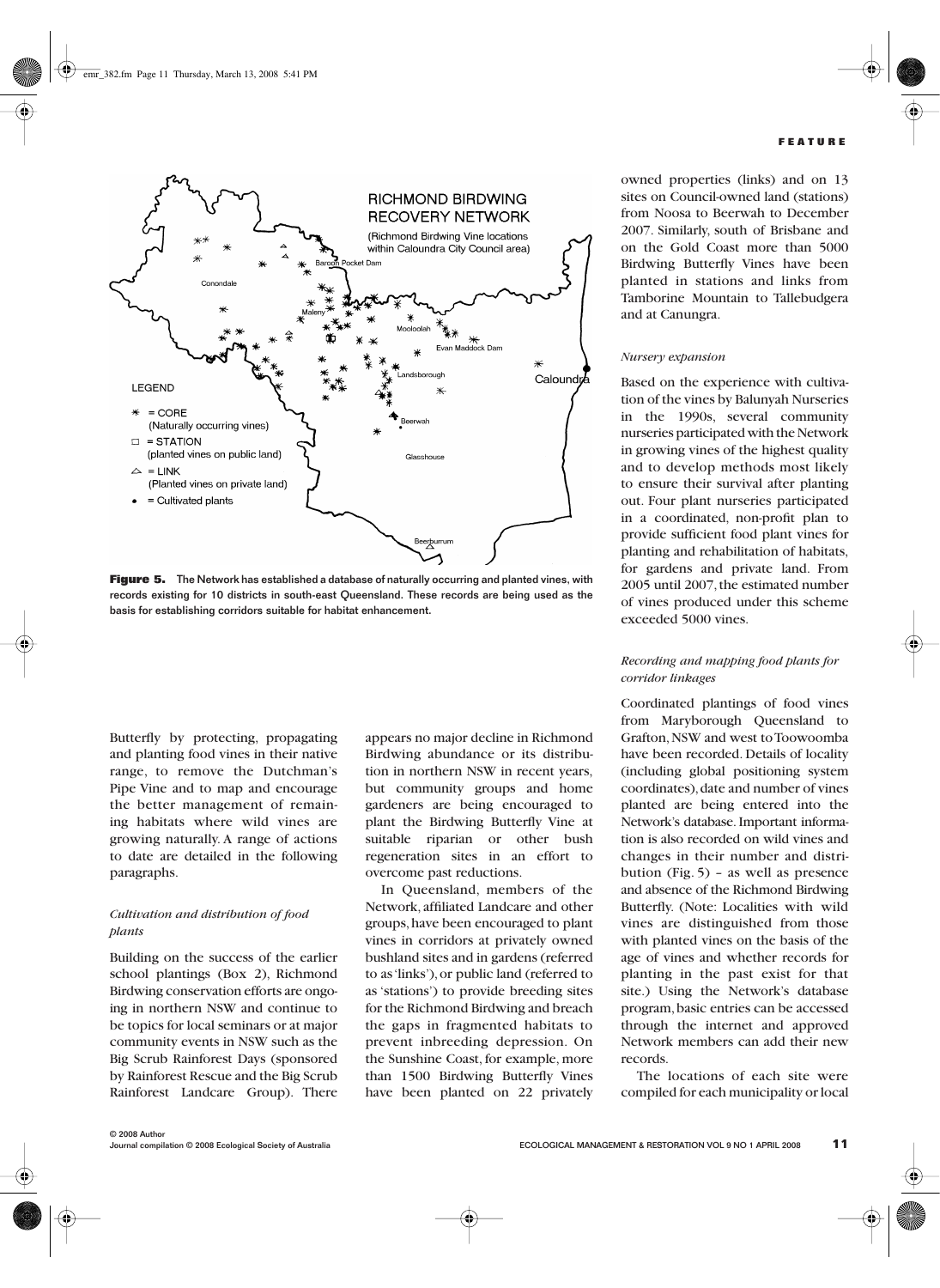**Figure 5.** The Network has established a database of naturally occurring and planted vines, with records existing for 10 districts in south-east Queensland. These records are being used as the basis for establishing corridors suitable for habitat enhancement.

Butterfly by protecting, propagating and planting food vines in their native range, to remove the Dutchman's Pipe Vine and to map and encourage the better management of remaining habitats where wild vines are growing naturally. A range of actions to date are detailed in the following paragraphs.

*Cultivation and distribution of food plants*

Building on the success of the earlier school plantings (Box 2), Richmond Birdwing conservation efforts are ongoing in northern NSW and continue to be topics for local seminars or at major community events in NSW such as the Big Scrub Rainforest Days (sponsored by Rainforest Rescue and the Big Scrub Rainforest Landcare Group). There appears no major decline in Richmond Birdwing abundance or its distribution in northern NSW in recent years, but community groups and home gardeners are being encouraged to plant the Birdwing Butterfly Vine at suitable riparian or other bush regeneration sites in an effort to overcome past reductions.

In Queensland, members of the Network, affiliated Landcare and other groups, have been encouraged to plant vines in corridors at privately owned bushland sites and in gardens (referred to as 'links'), or public land (referred to as 'stations') to provide breeding sites for the Richmond Birdwing and breach the gaps in fragmented habitats to prevent inbreeding depression. On the Sunshine Coast, for example, more than 1500 Birdwing Butterfly Vines have been planted on 22 privately owned properties (links) and on 13 sites on Council-owned land (stations) from Noosa to Beerwah to December 2007. Similarly, south of Brisbane and on the Gold Coast more than 5000 Birdwing Butterfly Vines have been planted in stations and links from Tamborine Mountain to Tallebudgera and at Canungra.

*Nursery expansion*

Based on the experience with cultivation of the vines by Balunyah Nurseries in the 1990s, several community nurseries participated with the Network in growing vines of the highest quality and to develop methods most likely to ensure their survival after planting out. Four plant nurseries participated in a coordinated, non-profit plan to provide sufficient food plant vines for planting and rehabilitation of habitats, for gardens and private land. From 2005 until 2007, the estimated number of vines produced under this scheme exceeded 5000 vines.

*Recording and mapping food plants for corridor linkages*

Coordinated plantings of food vines from Maryborough Queensland to Grafton, NSW and west to Toowoomba have been recorded. Details of locality (including global positioning system coordinates), date and number of vines planted are being entered into the Network's database. Important information is also recorded on wild vines and changes in their number and distribution (Fig. 5) – as well as presence and absence of the Richmond Birdwing Butterfly. (Note: Localities with wild vines are distinguished from those with planted vines on the basis of the age of vines and whether records for planting in the past exist for that site.) Using the Network's database program, basic entries can be accessed through the internet and approved Network members can add their new records.

The locations of each site were compiled for each municipality or local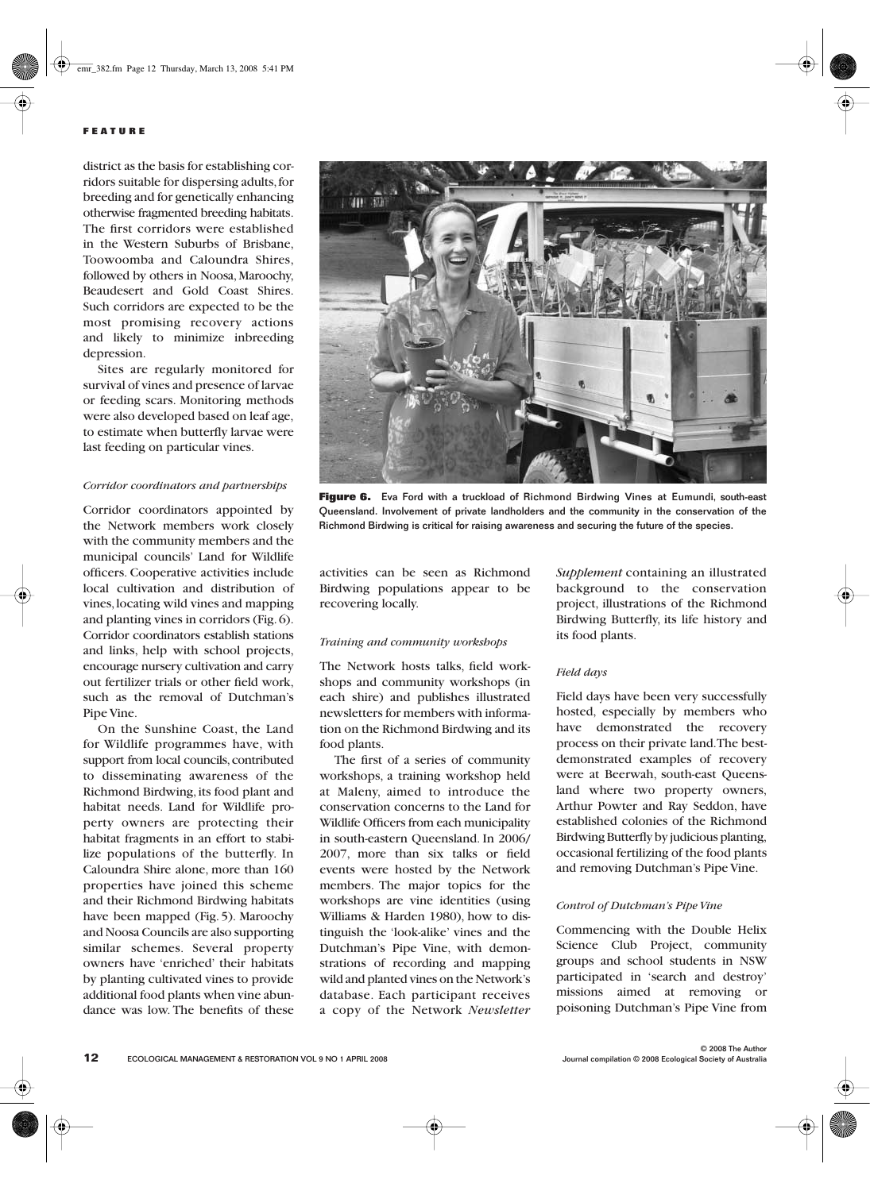district as the basis for establishing corridors suitable for dispersing adults, for breeding and for genetically enhancing otherwise fragmented breeding habitats. The first corridors were established in the Western Suburbs of Brisbane, Toowoomba and Caloundra Shires, followed by others in Noosa, Maroochy, Beaudesert and Gold Coast Shires. Such corridors are expected to be the most promising recovery actions and likely to minimize inbreeding depression.

Sites are regularly monitored for survival of vines and presence of larvae or feeding scars. Monitoring methods were also developed based on leaf age, to estimate when butterfly larvae were last feeding on particular vines.

*Corridor coordinators and partnerships*

Corridor coordinators appointed by the Network members work closely with the community members and the municipal councils' Land for Wildlife officers. Cooperative activities include local cultivation and distribution of vines, locating wild vines and mapping and planting vines in corridors (Fig. 6). Corridor coordinators establish stations and links, help with school projects, encourage nursery cultivation and carry out fertilizer trials or other field work, such as the removal of Dutchman's Pipe Vine.

On the Sunshine Coast, the Land for Wildlife programmes have, with support from local councils, contributed to disseminating awareness of the Richmond Birdwing, its food plant and habitat needs. Land for Wildlife property owners are protecting their habitat fragments in an effort to stabilize populations of the butterfly. In Caloundra Shire alone, more than 160 properties have joined this scheme and their Richmond Birdwing habitats have been mapped (Fig. 5). Maroochy and Noosa Councils are also supporting similar schemes. Several property owners have 'enriched' their habitats by planting cultivated vines to provide additional food plants when vine abundance was low. The benefits of these activities can be seen as Richmond Birdwing populations appear to be recovering locally.

**Figure 6.** Eva Ford with a truckload of Richmond Birdwing Vines at Eumundi, south-east Queensland. Involvement of private landholders and the community in the conservation of the Richmond Birdwing is critical for raising awareness and securing the future of the species.

*Training and community workshops*

The Network hosts talks, field workshops and community workshops (in each shire) and publishes illustrated newsletters for members with information on the Richmond Birdwing and its food plants.

The first of a series of community workshops, a training workshop held at Maleny, aimed to introduce the conservation concerns to the Land for Wildlife Officers from each municipality in south-eastern Queensland. In 2006/2007, more than six talks or field events were hosted by the Network members. The major topics for the workshops are vine identities (using Williams & Harden 1980), how to distinguish the 'look-alike' vines and the Dutchman's Pipe Vine, with demonstrations of recording and mapping wild and planted vines on the Network's database. Each participant receives a copy of the Network *Newsletter Supplement* containing an illustrated background to the conservation project, illustrations of the Richmond Birdwing Butterfly, its life history and its food plants.

*Field days*

Field days have been very successfully hosted, especially by members who have demonstrated the recovery process on their private land. The best-demonstrated examples of recovery were at Beerwah, south-east Queensland where two property owners, Arthur Powter and Ray Seddon, have established colonies of the Richmond Birdwing Butterfly by judicious planting, occasional fertilizing of the food plants and removing Dutchman's Pipe Vine.

*Control of Dutchman's Pipe Vine*

Commencing with the Double Helix Science Club Project, community groups and school students in NSW participated in 'search and destroy' missions aimed at removing or poisoning Dutchman's Pipe Vine from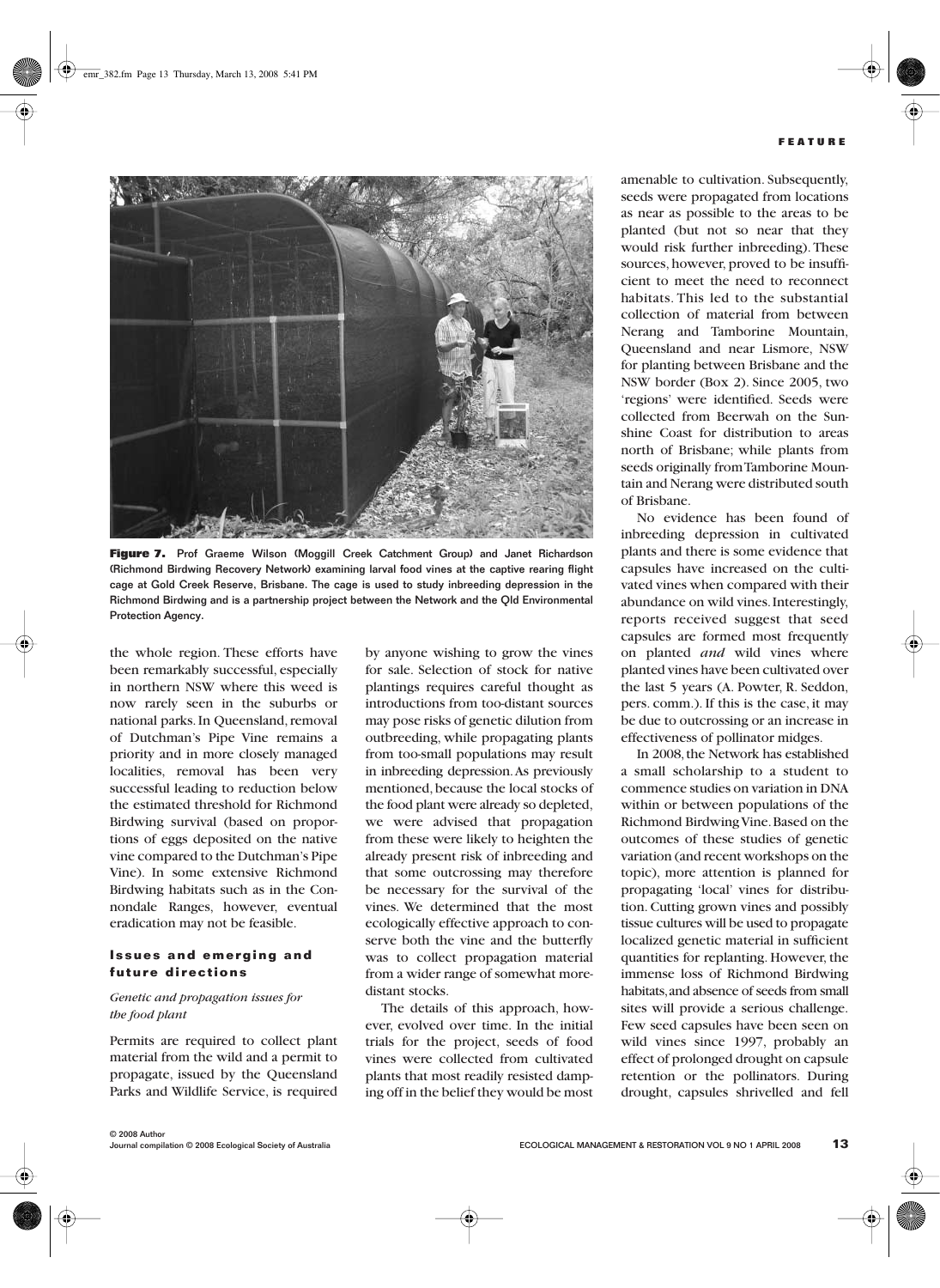**Figure 7.** Prof Graeme Wilson (Moggill Creek Catchment Group) and Janet Richardson (Richmond Birdwing Recovery Network) examining larval food vines at the captive rearing flight cage at Gold Creek Reserve, Brisbane. The cage is used to study inbreeding depression in the Richmond Birdwing and is a partnership project between the Network and the Qld Environmental Protection Agency.

the whole region. These efforts have been remarkably successful, especially in northern NSW where this weed is now rarely seen in the suburbs or national parks. In Queensland, removal of Dutchman's Pipe Vine remains a priority and in more closely managed localities, removal has been very successful leading to reduction below the estimated threshold for Richmond Birdwing survival (based on proportions of eggs deposited on the native vine compared to the Dutchman's Pipe Vine). In some extensive Richmond Birdwing habitats such as in the Connondale Ranges, however, eventual eradication may not be feasible.

## Issues and emerging and future directions

### *Genetic and propagation issues for the food plant*

Permits are required to collect plant material from the wild and a permit to propagate, issued by the Queensland Parks and Wildlife Service, is required by anyone wishing to grow the vines for sale. Selection of stock for native plantings requires careful thought as introductions from too-distant sources may pose risks of genetic dilution from outbreeding, while propagating plants from too-small populations may result in inbreeding depression. As previously mentioned, because the local stocks of the food plant were already so depleted, we were advised that propagation from these were likely to heighten the already present risk of inbreeding and that some outcrossing may therefore be necessary for the survival of the vines. We determined that the most ecologically effective approach to conserve both the vine and the butterfly was to collect propagation material from a wider range of somewhat more-distant stocks.

The details of this approach, however, evolved over time. In the initial trials for the project, seeds of food vines were collected from cultivated plants that most readily resisted damping off in the belief they would be most amenable to cultivation. Subsequently, seeds were propagated from locations as near as possible to the areas to be planted (but not so near that they would risk further inbreeding). These sources, however, proved to be insufficient to meet the need to reconnect habitats. This led to the substantial collection of material from between Nerang and Tamborine Mountain, Queensland and near Lismore, NSW for planting between Brisbane and the NSW border (Box 2). Since 2005, two 'regions' were identified. Seeds were collected from Beerwah on the Sunshine Coast for distribution to areas north of Brisbane; while plants from seeds originally from Tamborine Mountain and Nerang were distributed south of Brisbane.

No evidence has been found of inbreeding depression in cultivated plants and there is some evidence that capsules have increased on the cultivated vines when compared with their abundance on wild vines. Interestingly, reports received suggest that seed capsules are formed most frequently on planted *and* wild vines where planted vines have been cultivated over the last 5 years (A. Powter, R. Seddon, pers. comm.). If this is the case, it may be due to outcrossing or an increase in effectiveness of pollinator midges.

In 2008, the Network has established a small scholarship to a student to commence studies on variation in DNA within or between populations of the Richmond Birdwing Vine. Based on the outcomes of these studies of genetic variation (and recent workshops on the topic), more attention is planned for propagating 'local' vines for distribution. Cutting grown vines and possibly tissue cultures will be used to propagate localized genetic material in sufficient quantities for replanting. However, the immense loss of Richmond Birdwing habitats, and absence of seeds from small sites will provide a serious challenge. Few seed capsules have been seen on wild vines since 1997, probably an effect of prolonged drought on capsule retention or the pollinators. During drought, capsules shrivelled and fell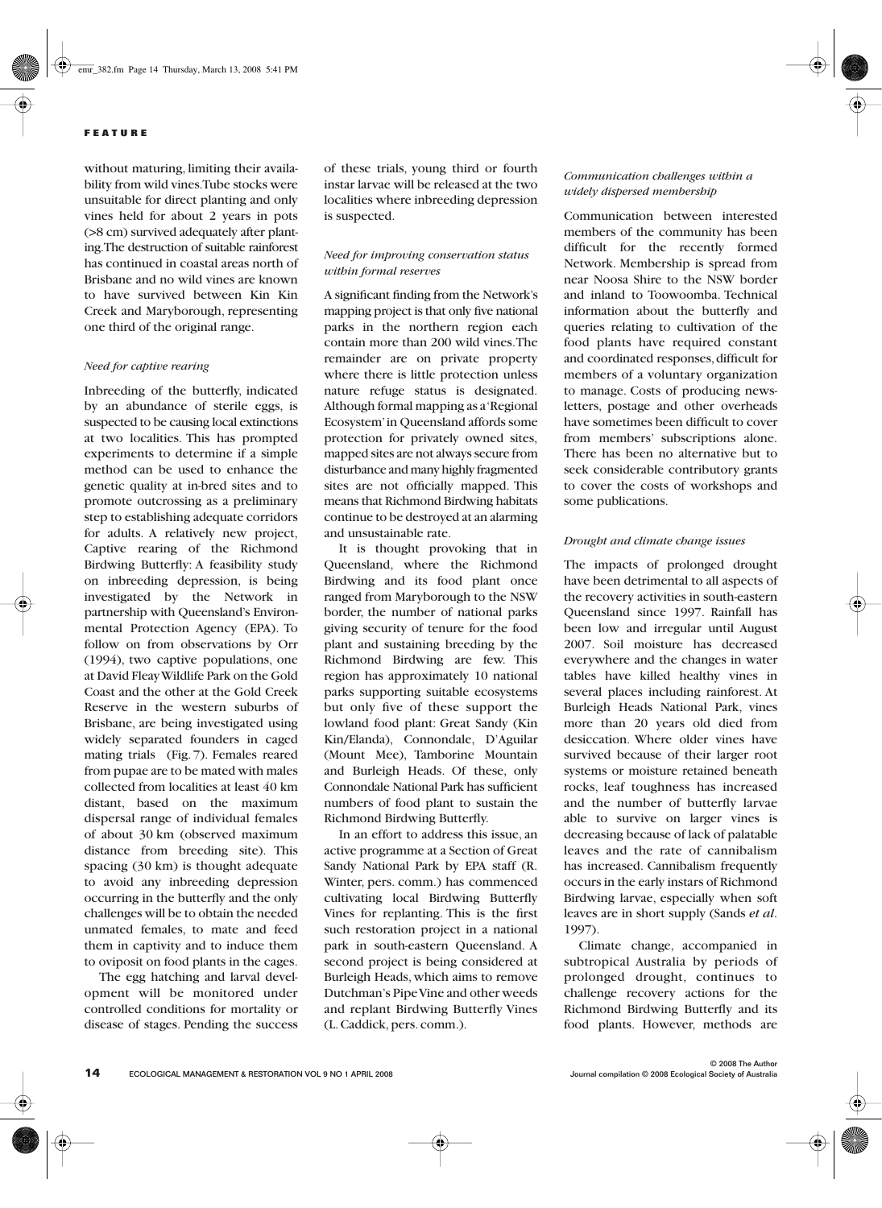without maturing, limiting their availability from wild vines. Tube stocks were unsuitable for direct planting and only vines held for about 2 years in pots (>8 cm) survived adequately after planting. The destruction of suitable rainforest has continued in coastal areas north of Brisbane and no wild vines are known to have survived between Kin Kin Creek and Maryborough, representing one third of the original range.

*Need for captive rearing*

Inbreeding of the butterfly, indicated by an abundance of sterile eggs, is suspected to be causing local extinctions at two localities. This has prompted experiments to determine if a simple method can be used to enhance the genetic quality at in-bred sites and to promote outcrossing as a preliminary step to establishing adequate corridors for adults. A relatively new project, Captive rearing of the Richmond Birdwing Butterfly: A feasibility study on inbreeding depression, is being investigated by the Network in partnership with Queensland's Environmental Protection Agency (EPA). To follow on from observations by Orr (1994), two captive populations, one at David Fleay Wildlife Park on the Gold Coast and the other at the Gold Creek Reserve in the western suburbs of Brisbane, are being investigated using widely separated founders in caged mating trials (Fig. 7). Females reared from pupae are to be mated with males collected from localities at least 40 km distant, based on the maximum dispersal range of individual females of about 30 km (observed maximum distance from breeding site). This spacing (30 km) is thought adequate to avoid any inbreeding depression occurring in the butterfly and the only challenges will be to obtain the needed unmated females, to mate and feed them in captivity and to induce them to oviposit on food plants in the cages.

The egg hatching and larval development will be monitored under controlled conditions for mortality or disease of stages. Pending the success of these trials, young third or fourth instar larvae will be released at the two localities where inbreeding depression is suspected.

*Need for improving conservation status within formal reserves*

A significant finding from the Network's mapping project is that only five national parks in the northern region each contain more than 200 wild vines. The remainder are on private property where there is little protection unless nature refuge status is designated. Although formal mapping as a 'Regional Ecosystem' in Queensland affords some protection for privately owned sites, mapped sites are not always secure from disturbance and many highly fragmented sites are not officially mapped. This means that Richmond Birdwing habitats continue to be destroyed at an alarming and unsustainable rate.

It is thought provoking that in Queensland, where the Richmond Birdwing and its food plant once ranged from Maryborough to the NSW border, the number of national parks giving security of tenure for the food plant and sustaining breeding by the Richmond Birdwing are few. This region has approximately 10 national parks supporting suitable ecosystems but only five of these support the lowland food plant: Great Sandy (Kin Kin/Elanda), Connondale, D'Aguilar (Mount Mee), Tamborine Mountain and Burleigh Heads. Of these, only Connondale National Park has sufficient numbers of food plant to sustain the Richmond Birdwing Butterfly.

In an effort to address this issue, an active programme at a Section of Great Sandy National Park by EPA staff (R. Winter, pers. comm.) has commenced cultivating local Birdwing Butterfly Vines for replanting. This is the first such restoration project in a national park in south-eastern Queensland. A second project is being considered at Burleigh Heads, which aims to remove Dutchman's Pipe Vine and other weeds and replant Birdwing Butterfly Vines (L. Caddick, pers. comm.).

*Communication challenges within a widely dispersed membership*

Communication between interested members of the community has been difficult for the recently formed Network. Membership is spread from near Noosa Shire to the NSW border and inland to Toowoomba. Technical information about the butterfly and queries relating to cultivation of the food plants have required constant and coordinated responses, difficult for members of a voluntary organization to manage. Costs of producing newsletters, postage and other overheads have sometimes been difficult to cover from members' subscriptions alone. There has been no alternative but to seek considerable contributory grants to cover the costs of workshops and some publications.

*Drought and climate change issues*

The impacts of prolonged drought have been detrimental to all aspects of the recovery activities in south-eastern Queensland since 1997. Rainfall has been low and irregular until August 2007. Soil moisture has decreased everywhere and the changes in water tables have killed healthy vines in several places including rainforest. At Burleigh Heads National Park, vines more than 20 years old died from desiccation. Where older vines have survived because of their larger root systems or moisture retained beneath rocks, leaf toughness has increased and the number of butterfly larvae able to survive on larger vines is decreasing because of lack of palatable leaves and the rate of cannibalism has increased. Cannibalism frequently occurs in the early instars of Richmond Birdwing larvae, especially when soft leaves are in short supply (Sands *et al*. 1997).

Climate change, accompanied in subtropical Australia by periods of prolonged drought, continues to challenge recovery actions for the Richmond Birdwing Butterfly and its food plants. However, methods are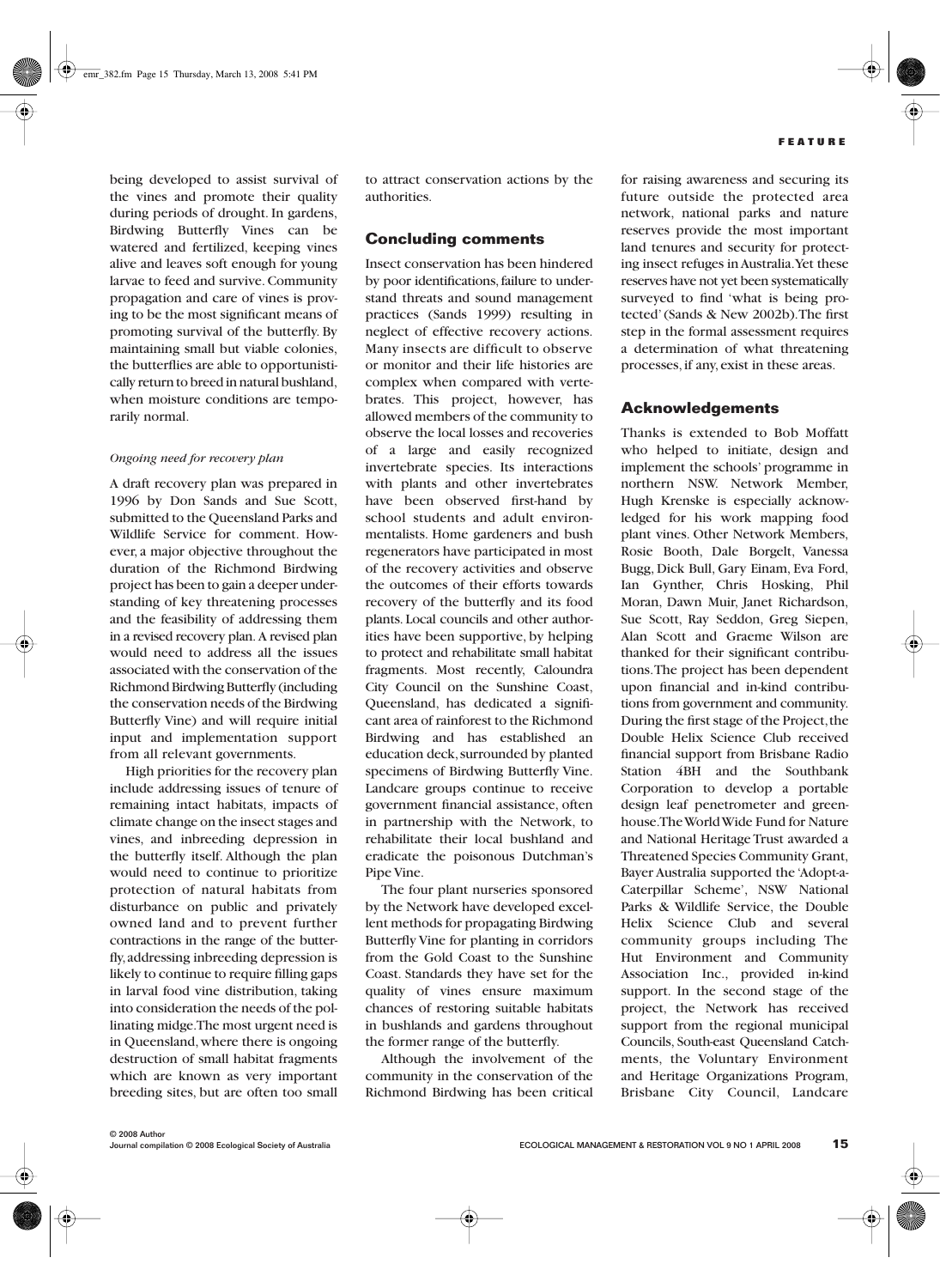being developed to assist survival of the vines and promote their quality during periods of drought. In gardens, Birdwing Butterfly Vines can be watered and fertilized, keeping vines alive and leaves soft enough for young larvae to feed and survive. Community propagation and care of vines is proving to be the most significant means of promoting survival of the butterfly. By maintaining small but viable colonies, the butterflies are able to opportunistically return to breed in natural bushland, when moisture conditions are temporarily normal.

*Ongoing need for recovery plan*

A draft recovery plan was prepared in 1996 by Don Sands and Sue Scott, submitted to the Queensland Parks and Wildlife Service for comment. However, a major objective throughout the duration of the Richmond Birdwing project has been to gain a deeper understanding of key threatening processes and the feasibility of addressing them in a revised recovery plan. A revised plan would need to address all the issues associated with the conservation of the Richmond Birdwing Butterfly (including the conservation needs of the Birdwing Butterfly Vine) and will require initial input and implementation support from all relevant governments.

High priorities for the recovery plan include addressing issues of tenure of remaining intact habitats, impacts of climate change on the insect stages and vines, and inbreeding depression in the butterfly itself. Although the plan would need to continue to prioritize protection of natural habitats from disturbance on public and privately owned land and to prevent further contractions in the range of the butterfly, addressing inbreeding depression is likely to continue to require filling gaps in larval food vine distribution, taking into consideration the needs of the pollinating midge. The most urgent need is in Queensland, where there is ongoing destruction of small habitat fragments which are known as very important breeding sites, but are often too small to attract conservation actions by the authorities.

## Concluding comments

Insect conservation has been hindered by poor identifications, failure to understand threats and sound management practices (Sands 1999) resulting in neglect of effective recovery actions. Many insects are difficult to observe or monitor and their life histories are complex when compared with vertebrates. This project, however, has allowed members of the community to observe the local losses and recoveries of a large and easily recognized invertebrate species. Its interactions with plants and other invertebrates have been observed first-hand by school students and adult environmentalists. Home gardeners and bush regenerators have participated in most of the recovery activities and observe the outcomes of their efforts towards recovery of the butterfly and its food plants. Local councils and other authorities have been supportive, by helping to protect and rehabilitate small habitat fragments. Most recently, Caloundra City Council on the Sunshine Coast, Queensland, has dedicated a significant area of rainforest to the Richmond Birdwing and has established an education deck, surrounded by planted specimens of Birdwing Butterfly Vine. Landcare groups continue to receive government financial assistance, often in partnership with the Network, to rehabilitate their local bushland and eradicate the poisonous Dutchman's Pipe Vine.

The four plant nurseries sponsored by the Network have developed excellent methods for propagating Birdwing Butterfly Vine for planting in corridors from the Gold Coast to the Sunshine Coast. Standards they have set for the quality of vines ensure maximum chances of restoring suitable habitats in bushlands and gardens throughout the former range of the butterfly.

Although the involvement of the community in the conservation of the Richmond Birdwing has been critical for raising awareness and securing its future outside the protected area network, national parks and nature reserves provide the most important land tenures and security for protecting insect refuges in Australia. Yet these reserves have not yet been systematically surveyed to find 'what is being protected' (Sands & New 2002b). The first step in the formal assessment requires a determination of what threatening processes, if any, exist in these areas.

## Acknowledgements

Thanks is extended to Bob Moffatt who helped to initiate, design and implement the schools' programme in northern NSW. Network Member, Hugh Krenske is especially acknowledged for his work mapping food plant vines. Other Network Members, Rosie Booth, Dale Borgelt, Vanessa Bugg, Dick Bull, Gary Einam, Eva Ford, Ian Gynther, Chris Hosking, Phil Moran, Dawn Muir, Janet Richardson, Sue Scott, Ray Seddon, Greg Siepen, Alan Scott and Graeme Wilson are thanked for their significant contributions. The project has been dependent upon financial and in-kind contributions from government and community. During the first stage of the Project, the Double Helix Science Club received financial support from Brisbane Radio Station 4BH and the Southbank Corporation to develop a portable design leaf penetrometer and greenhouse. The World Wide Fund for Nature and National Heritage Trust awarded a Threatened Species Community Grant, Bayer Australia supported the 'Adopt-a-Caterpillar Scheme', NSW National Parks & Wildlife Service, the Double Helix Science Club and several community groups including The Hut Environment and Community Association Inc., provided in-kind support. In the second stage of the project, the Network has received support from the regional municipal Councils, South-east Queensland Catchments, the Voluntary Environment and Heritage Organizations Program, Brisbane City Council, Landcare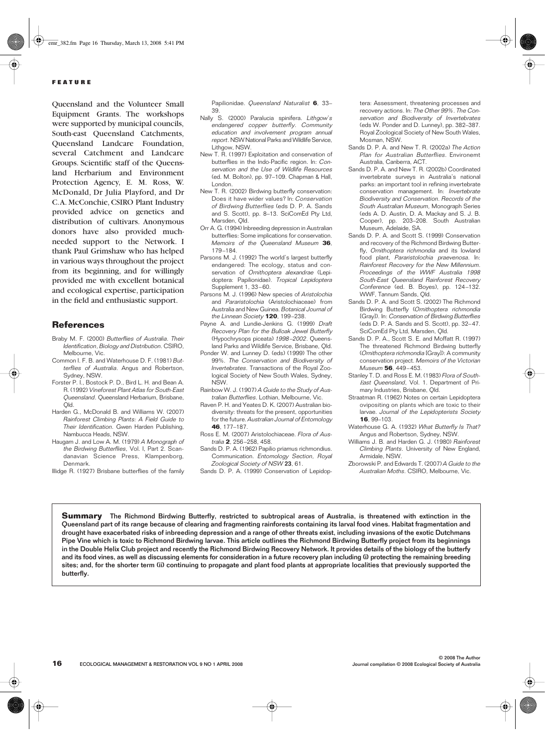Queensland and the Volunteer Small Equipment Grants. The workshops were supported by municipal councils, South-east Queensland Catchments, Queensland Landcare Foundation, several Catchment and Landcare Groups. Scientific staff of the Queensland Herbarium and Environment Protection Agency, E. M. Ross, W. McDonald, Dr Julia Playford, and Dr C.A. McConchie, CSIRO Plant Industry provided advice on genetics and distribution of cultivars. Anonymous donors have also provided much-needed support to the Network. I thank Paul Grimshaw who has helped in various ways throughout the project from its beginning, and for willingly provided me with excellent botanical and ecological expertise, participation in the field and enthusiastic support.

## References

Braby M. F. (2000) *Butterflies of Australia. Their Identification, Biology and Distribution*. CSIRO, Melbourne, Vic.

Common I. F. B. and Waterhouse D. F. (1981) *Butterflies of Australia*. Angus and Robertson, Sydney, NSW.

Forster P. I., Bostock P. D., Bird L. H. and Bean A. R. (1992) *Vineforest Plant Atlas for South-East Queensland*. Queensland Herbarium, Brisbane, Qld.

Harden G., McDonald B. and Williams W. (2007) *Rainforest Climbing Plants: A Field Guide to Their Identification*. Gwen Harden Publishing, Nambucca Heads, NSW.

Haugam J. and Low A. M. (1979) *A Monograph of the Birdwing Butterflies*, Vol. I, Part 2. Scandanavian Science Press, Klampenborg, Denmark.

Illidge R. (1927) Brisbane butterflies of the family Papilionidae. *Queensland Naturalist* **6**, 33–39.

Nally S. (2000) Paralucia spinifera. *Lithgow's endangered copper butterfly. Community education and involvement program annual report*. NSW National Parks and Wildlife Service, Lithgow, NSW.

New T. R. (1997) Exploitation and conservation of butterflies in the Indo-Pacific region. In: *Conservation and the Use of Wildlife Resources* (ed. M. Bolton), pp. 97–109. Chapman & Hall, London.

New T. R. (2002) Birdwing butterfly conservation: Does it have wider values? In: *Conservation of Birdwing Butterflies* (eds D. P. A. Sands and S. Scott), pp. 8–13. SciComEd Pty Ltd, Marsden, Qld.

Orr A. G. (1994) Inbreeding depression in Australian butterflies: Some implications for conservation. *Memoirs of the Queensland Museum* **36**, 179–184.

Parsons M. J. (1992) The world's largest butterfly endangered: The ecology, status and conservation of *Ornithoptera alexandrae* (Lepidoptera: Papilionidae). *Tropical Lepidoptera* Supplement 1, 33–60.

Parsons M. J. (1996) New species of *Aristolochia* and *Pararistolochia* (Aristolochiaceae) from Australia and New Guinea. *Botanical Journal of the Linnean Society* **120**, 199–238.

Payne A. and Lundie-Jenkins G. (1999) *Draft Recovery Plan for the Bulloak Jewel Butterfly* (Hypochrysops piceata) *1998–2002*. Queensland Parks and Wildlife Service, Brisbane, Qld.

Ponder W. and Lunney D. (eds) (1999) The other 99%. *The Conservation and Biodiversity of Invertebrates*. Transactions of the Royal Zoological Society of New South Wales, Sydney, NSW.

Rainbow W. J. (1907) *A Guide to the Study of Australian Butterflies*. Lothian, Melbourne, Vic.

Raven P. H. and Yeates D. K. (2007) Australian biodiversity: threats for the present, opportunities for the future. *Australian Journal of Entomology* **46**, 177–187.

Ross E. M. (2007) Aristolochiaceae. *Flora of Australia* **2**, 256–258, 458.

Sands D. P. A. (1962) Papilio priamus richmondius. Communication. *Entomology Section, Royal Zoological Society of NSW* **23**, 61.

Sands D. P. A. (1999) Conservation of Lepidoptera: Assessment, threatening processes and recovery actions. In: *The Other 99%. The Conservation and Biodiversity of Invertebrates* (eds W. Ponder and D. Lunney), pp. 382–387. Royal Zoological Society of New South Wales, Mosman, NSW.

Sands D. P. A. and New T. R. (2002a) *The Action Plan for Australian Butterflies*. Environemt Australia, Canberra, ACT.

Sands D. P. A. and New T. R. (2002b) Coordinated invertebrate surveys in Australia's national parks: an important tool in refining invertebrate conservation management. In: *Invertebrate Biodiversity and Conservation. Records of the South Australian Museum*, Monograph Series (eds A. D. Austin, D. A. Mackay and S. J. B. Cooper), pp. 203–208. South Australian Museum, Adelaide, SA.

Sands D. P. A. and Scott S. (1999) Conservation and recovery of the Richmond Birdwing Butterfly, *Ornithoptera richmondia* and its lowland food plant, *Pararistolochia praevenosa*. In: *Rainforest Recovery for the New Millennium. Proceedings of the WWF Australia 1998 South-East Queensland Rainforest Recovery Conference* (ed. B. Boyes), pp. 124–132. WWF, Tannum Sands, Qld.

Sands D. P. A. and Scott S. (2002) The Richmond Birdwing Butterfly (*Ornithoptera richmondia* [Gray]). In: *Conservation of Birdwing Butterflies* (eds D. P. A. Sands and S. Scott), pp. 32–47. SciComEd Pty Ltd, Marsden, Qld.

Sands D. P. A., Scott S. E. and Moffatt R. (1997) The threatened Richmond Birdwing butterfly (*Ornithoptera richmondia* [Gray]): A community conservation project. *Memoirs of the Victorian Museum* **56**, 449–453.

Stanley T. D. and Ross E. M. (1983) *Flora of South-East Queensland*, Vol. 1. Department of Primary Industries, Brisbane, Qld.

Straatman R. (1962) Notes on certain Lepidoptera ovipositing on plants which are toxic to their larvae. *Journal of the Lepidopterists Society* **16**, 99–103.

Waterhouse G. A. (1932) *What Butterfly Is That?* Angus and Robertson, Sydney, NSW.

Williams J. B. and Harden G. J. (1980) *Rainforest Climbing Plants*. University of New England, Armidale, NSW.

Zborowski P. and Edwards T. (2007) *A Guide to the Australian Moths*. CSIRO, Melbourne, Vic.

**Summary** The Richmond Birdwing Butterfly, restricted to subtropical areas of Australia, is threatened with extinction in the Queensland part of its range because of clearing and fragmenting rainforests containing its larval food vines. Habitat fragmentation and drought have exacerbated risks of inbreeding depression and a range of other threats exist, including invasions of the exotic Dutchmans Pipe Vine which is toxic to Richmond Birdwing larvae. This article outlines the Richmond Birdwing Butterfly project from its beginnings in the Double Helix Club project and recently the Richmond Birdwing Recovery Network. It provides details of the biology of the butterfly and its food vines, as well as discussing elements for consideration in a future recovery plan including (i) protecting the remaining breeding sites; and, for the shorter term (ii) continuing to propagate and plant food plants at appropriate localities that previously supported the butterfly.